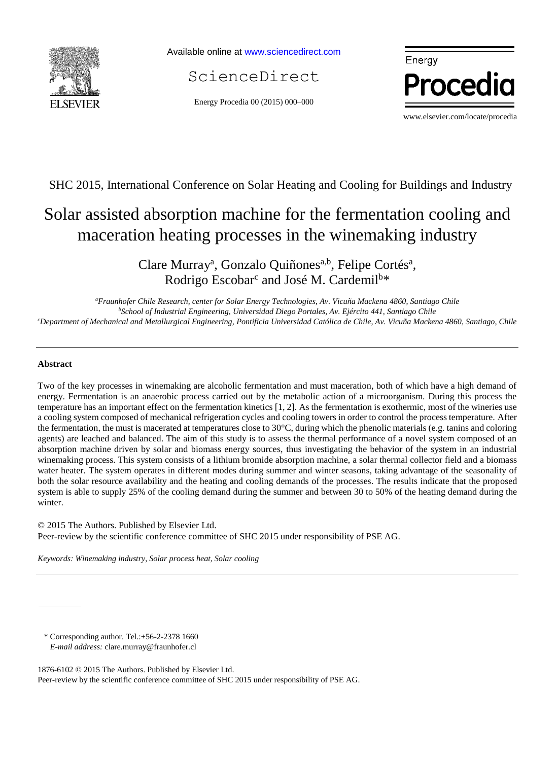Available online at www.sciencedirect.com

ScienceDirect

Energy Procedia

SHC 2015, International Conference on Solar Heating and Cooling for Buildings and Industry

# Solar assisted absorption machine for the fermentation cooling and maceration heating processes in the winemaking industry

Clare Murray[a], Gonzalo Quiñones[a,b], Felipe Cortés[a], Rodrigo Escobar[c] and José M. Cardemil[b]*

[a]*Fraunhofer Chile Research, center for Solar Energy Technologies, Av. Vicuña Mackena 4860, Santiago Chile*
[b]*School of Industrial Engineering, Universidad Diego Portales, Av. Ejército 441, Santiago Chile*
[c]*Department of Mechanical and Metallurgical Engineering, Pontificia Universidad Católica de Chile, Av. Vicuña Mackena 4860, Santiago, Chile*

---

**Abstract**

Two of the key processes in winemaking are alcoholic fermentation and must maceration, both of which have a high demand of energy. Fermentation is an anaerobic process carried out by the metabolic action of a microorganism. During this process the temperature has an important effect on the fermentation kinetics [1, 2]. As the fermentation is exothermic, most of the wineries use a cooling system composed of mechanical refrigeration cycles and cooling towers in order to control the process temperature. After the fermentation, the must is macerated at temperatures close to 30°C, during which the phenolic materials (e.g. tanins and coloring agents) are leached and balanced. The aim of this study is to assess the thermal performance of a novel system composed of an absorption machine driven by solar and biomass energy sources, thus investigating the behavior of the system in an industrial winemaking process. This system consists of a lithium bromide absorption machine, a solar thermal collector field and a biomass water heater. The system operates in different modes during summer and winter seasons, taking advantage of the seasonality of both the solar resource availability and the heating and cooling demands of the processes. The results indicate that the proposed system is able to supply 25% of the cooling demand during the summer and between 30 to 50% of the heating demand during the winter.

© 2015 The Authors. Published by Elsevier Ltd.
Peer-review by the scientific conference committee of SHC 2015 under responsibility of PSE AG.

*Keywords: Winemaking industry, Solar process heat, Solar cooling*

---

\* Corresponding author. Tel.:+56-2-2378 1660
*E-mail address:* clare.murray@fraunhofer.cl

1876-6102 © 2015 The Authors. Published by Elsevier Ltd.
Peer-review by the scientific conference committee of SHC 2015 under responsibility of PSE AG.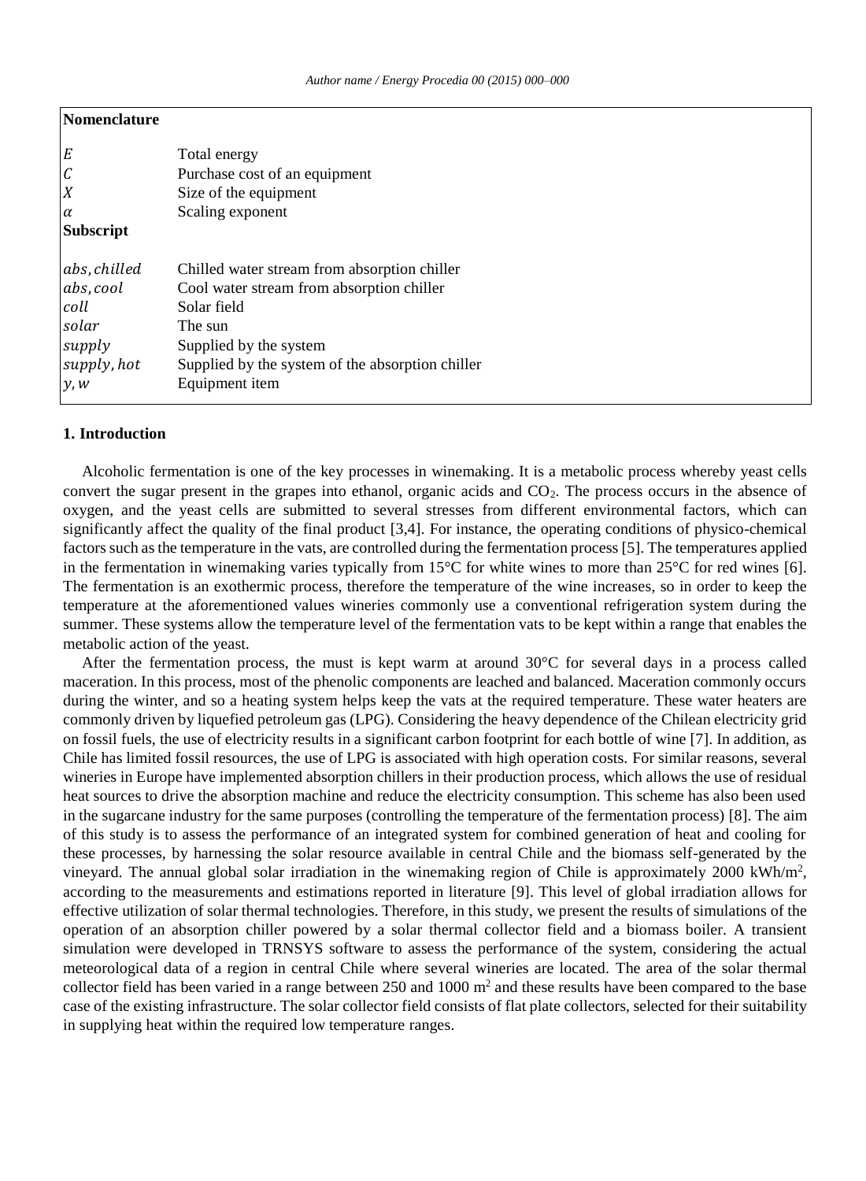## Nomenclature

| | |
|---|---|
| $E$ | Total energy |
| $C$ | Purchase cost of an equipment |
| $X$ | Size of the equipment |
| $\alpha$ | Scaling exponent |
| **Subscript** | |
| $abs, chilled$ | Chilled water stream from absorption chiller |
| $abs, cool$ | Cool water stream from absorption chiller |
| $coll$ | Solar field |
| $solar$ | The sun |
| $supply$ | Supplied by the system |
| $supply, hot$ | Supplied by the system of the absorption chiller |
| $y, w$ | Equipment item |

## 1. Introduction

Alcoholic fermentation is one of the key processes in winemaking. It is a metabolic process whereby yeast cells convert the sugar present in the grapes into ethanol, organic acids and $CO_2$. The process occurs in the absence of oxygen, and the yeast cells are submitted to several stresses from different environmental factors, which can significantly affect the quality of the final product [3,4]. For instance, the operating conditions of physico-chemical factors such as the temperature in the vats, are controlled during the fermentation process [5]. The temperatures applied in the fermentation in winemaking varies typically from 15°C for white wines to more than 25°C for red wines [6]. The fermentation is an exothermic process, therefore the temperature of the wine increases, so in order to keep the temperature at the aforementioned values wineries commonly use a conventional refrigeration system during the summer. These systems allow the temperature level of the fermentation vats to be kept within a range that enables the metabolic action of the yeast.

After the fermentation process, the must is kept warm at around 30°C for several days in a process called maceration. In this process, most of the phenolic components are leached and balanced. Maceration commonly occurs during the winter, and so a heating system helps keep the vats at the required temperature. These water heaters are commonly driven by liquefied petroleum gas (LPG). Considering the heavy dependence of the Chilean electricity grid on fossil fuels, the use of electricity results in a significant carbon footprint for each bottle of wine [7]. In addition, as Chile has limited fossil resources, the use of LPG is associated with high operation costs. For similar reasons, several wineries in Europe have implemented absorption chillers in their production process, which allows the use of residual heat sources to drive the absorption machine and reduce the electricity consumption. This scheme has also been used in the sugarcane industry for the same purposes (controlling the temperature of the fermentation process) [8]. The aim of this study is to assess the performance of an integrated system for combined generation of heat and cooling for these processes, by harnessing the solar resource available in central Chile and the biomass self-generated by the vineyard. The annual global solar irradiation in the winemaking region of Chile is approximately 2000 kWh/m$^2$, according to the measurements and estimations reported in literature [9]. This level of global irradiation allows for effective utilization of solar thermal technologies. Therefore, in this study, we present the results of simulations of the operation of an absorption chiller powered by a solar thermal collector field and a biomass boiler. A transient simulation were developed in TRNSYS software to assess the performance of the system, considering the actual meteorological data of a region in central Chile where several wineries are located. The area of the solar thermal collector field has been varied in a range between 250 and 1000 m$^2$ and these results have been compared to the base case of the existing infrastructure. The solar collector field consists of flat plate collectors, selected for their suitability in supplying heat within the required low temperature ranges.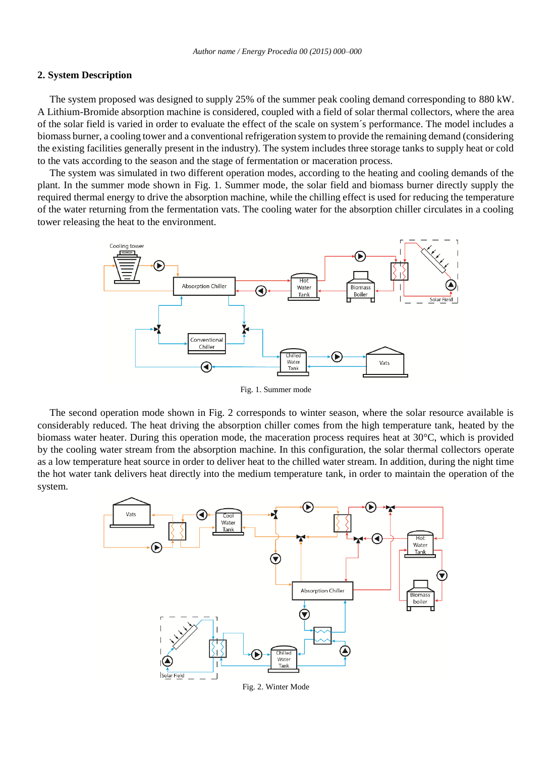## 2. System Description

The system proposed was designed to supply 25% of the summer peak cooling demand corresponding to 880 kW. A Lithium-Bromide absorption machine is considered, coupled with a field of solar thermal collectors, where the area of the solar field is varied in order to evaluate the effect of the scale on system´s performance. The model includes a biomass burner, a cooling tower and a conventional refrigeration system to provide the remaining demand (considering the existing facilities generally present in the industry). The system includes three storage tanks to supply heat or cold to the vats according to the season and the stage of fermentation or maceration process.

The system was simulated in two different operation modes, according to the heating and cooling demands of the plant. In the summer mode shown in Fig. 1. Summer mode, the solar field and biomass burner directly supply the required thermal energy to drive the absorption machine, while the chilling effect is used for reducing the temperature of the water returning from the fermentation vats. The cooling water for the absorption chiller circulates in a cooling tower releasing the heat to the environment.

Fig. 1. Summer mode

The second operation mode shown in Fig. 2 corresponds to winter season, where the solar resource available is considerably reduced. The heat driving the absorption chiller comes from the high temperature tank, heated by the biomass water heater. During this operation mode, the maceration process requires heat at 30°C, which is provided by the cooling water stream from the absorption machine. In this configuration, the solar thermal collectors operate as a low temperature heat source in order to deliver heat to the chilled water stream. In addition, during the night time the hot water tank delivers heat directly into the medium temperature tank, in order to maintain the operation of the system.

Fig. 2. Winter Mode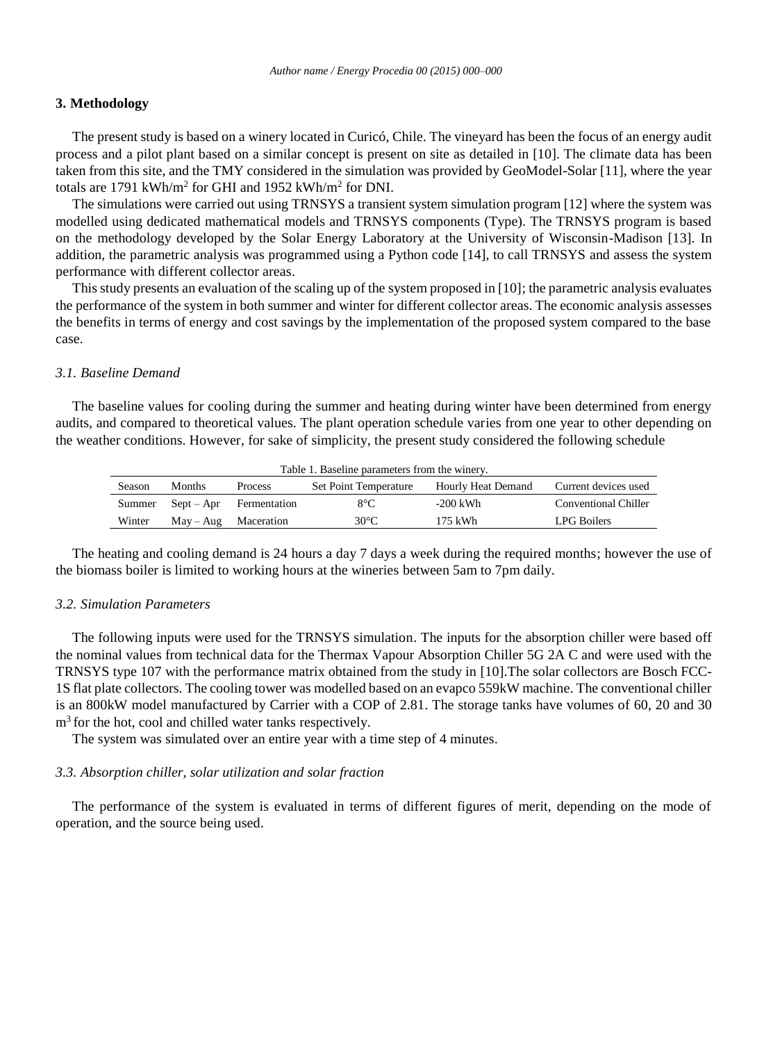## 3. Methodology

The present study is based on a winery located in Curicó, Chile. The vineyard has been the focus of an energy audit process and a pilot plant based on a similar concept is present on site as detailed in [10]. The climate data has been taken from this site, and the TMY considered in the simulation was provided by GeoModel-Solar [11], where the year totals are 1791 kWh/m$^2$ for GHI and 1952 kWh/m$^2$ for DNI.

The simulations were carried out using TRNSYS a transient system simulation program [12] where the system was modelled using dedicated mathematical models and TRNSYS components (Type). The TRNSYS program is based on the methodology developed by the Solar Energy Laboratory at the University of Wisconsin-Madison [13]. In addition, the parametric analysis was programmed using a Python code [14], to call TRNSYS and assess the system performance with different collector areas.

This study presents an evaluation of the scaling up of the system proposed in [10]; the parametric analysis evaluates the performance of the system in both summer and winter for different collector areas. The economic analysis assesses the benefits in terms of energy and cost savings by the implementation of the proposed system compared to the base case.

### *3.1. Baseline Demand*

The baseline values for cooling during the summer and heating during winter have been determined from energy audits, and compared to theoretical values. The plant operation schedule varies from one year to other depending on the weather conditions. However, for sake of simplicity, the present study considered the following schedule

Table 1. Baseline parameters from the winery.

| Season | Months | Process | Set Point Temperature | Hourly Heat Demand | Current devices used |
|---|---|---|---|---|---|
| Summer | Sept – Apr | Fermentation | 8°C | -200 kWh | Conventional Chiller |
| Winter | May – Aug | Maceration | 30°C | 175 kWh | LPG Boilers |

The heating and cooling demand is 24 hours a day 7 days a week during the required months; however the use of the biomass boiler is limited to working hours at the wineries between 5am to 7pm daily.

### *3.2. Simulation Parameters*

The following inputs were used for the TRNSYS simulation. The inputs for the absorption chiller were based off the nominal values from technical data for the Thermax Vapour Absorption Chiller 5G 2A C and were used with the TRNSYS type 107 with the performance matrix obtained from the study in [10].The solar collectors are Bosch FCC-1S flat plate collectors. The cooling tower was modelled based on an evapco 559kW machine. The conventional chiller is an 800kW model manufactured by Carrier with a COP of 2.81. The storage tanks have volumes of 60, 20 and 30 m$^3$ for the hot, cool and chilled water tanks respectively.

The system was simulated over an entire year with a time step of 4 minutes.

### *3.3. Absorption chiller, solar utilization and solar fraction*

The performance of the system is evaluated in terms of different figures of merit, depending on the mode of operation, and the source being used.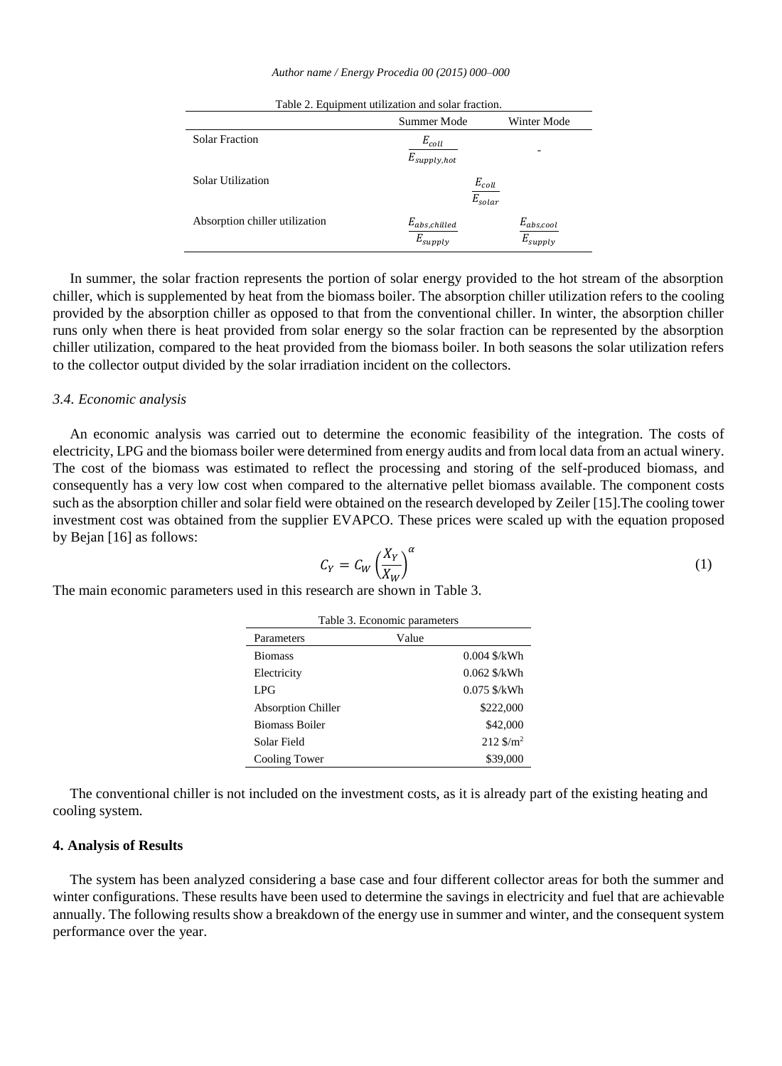Table 2. Equipment utilization and solar fraction.

| | Summer Mode | Winter Mode |
|---|---|---|
| Solar Fraction | $\frac{E_{coll}}{E_{supply,hot}}$ | - |
| Solar Utilization | $\frac{E_{coll}}{E_{solar}}$ | |
| Absorption chiller utilization | $\frac{E_{abs,chilled}}{E_{supply}}$ | $\frac{E_{abs,cool}}{E_{supply}}$ |

In summer, the solar fraction represents the portion of solar energy provided to the hot stream of the absorption chiller, which is supplemented by heat from the biomass boiler. The absorption chiller utilization refers to the cooling provided by the absorption chiller as opposed to that from the conventional chiller. In winter, the absorption chiller runs only when there is heat provided from solar energy so the solar fraction can be represented by the absorption chiller utilization, compared to the heat provided from the biomass boiler. In both seasons the solar utilization refers to the collector output divided by the solar irradiation incident on the collectors.

### *3.4. Economic analysis*

An economic analysis was carried out to determine the economic feasibility of the integration. The costs of electricity, LPG and the biomass boiler were determined from energy audits and from local data from an actual winery. The cost of the biomass was estimated to reflect the processing and storing of the self-produced biomass, and consequently has a very low cost when compared to the alternative pellet biomass available. The component costs such as the absorption chiller and solar field were obtained on the research developed by Zeiler [15].The cooling tower investment cost was obtained from the supplier EVAPCO. These prices were scaled up with the equation proposed by Bejan [16] as follows:

$$C_Y = C_W \left(\frac{X_Y}{X_W}\right)^{\alpha} \tag{1}$$

The main economic parameters used in this research are shown in Table 3.

Table 3. Economic parameters

| Parameters | Value |
|---|---|
| Biomass | 0.004 \$/kWh |
| Electricity | 0.062 \$/kWh |
| LPG | 0.075 \$/kWh |
| Absorption Chiller | \$222,000 |
| Biomass Boiler | \$42,000 |
| Solar Field | 212 \$/m² |
| Cooling Tower | \$39,000 |

The conventional chiller is not included on the investment costs, as it is already part of the existing heating and cooling system.

## 4. Analysis of Results

The system has been analyzed considering a base case and four different collector areas for both the summer and winter configurations. These results have been used to determine the savings in electricity and fuel that are achievable annually. The following results show a breakdown of the energy use in summer and winter, and the consequent system performance over the year.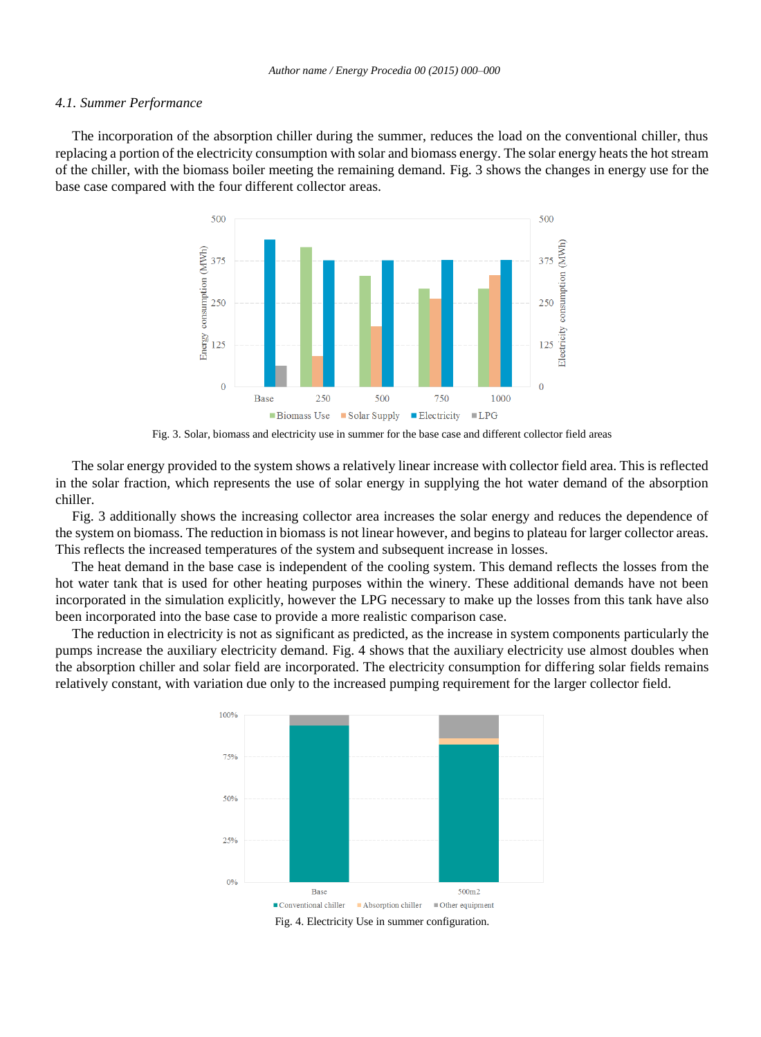### 4.1. Summer Performance

The incorporation of the absorption chiller during the summer, reduces the load on the conventional chiller, thus replacing a portion of the electricity consumption with solar and biomass energy. The solar energy heats the hot stream of the chiller, with the biomass boiler meeting the remaining demand. Fig. 3 shows the changes in energy use for the base case compared with the four different collector areas.

Fig. 3. Solar, biomass and electricity use in summer for the base case and different collector field areas

The solar energy provided to the system shows a relatively linear increase with collector field area. This is reflected in the solar fraction, which represents the use of solar energy in supplying the hot water demand of the absorption chiller.

Fig. 3 additionally shows the increasing collector area increases the solar energy and reduces the dependence of the system on biomass. The reduction in biomass is not linear however, and begins to plateau for larger collector areas. This reflects the increased temperatures of the system and subsequent increase in losses.

The heat demand in the base case is independent of the cooling system. This demand reflects the losses from the hot water tank that is used for other heating purposes within the winery. These additional demands have not been incorporated in the simulation explicitly, however the LPG necessary to make up the losses from this tank have also been incorporated into the base case to provide a more realistic comparison case.

The reduction in electricity is not as significant as predicted, as the increase in system components particularly the pumps increase the auxiliary electricity demand. Fig. 4 shows that the auxiliary electricity use almost doubles when the absorption chiller and solar field are incorporated. The electricity consumption for differing solar fields remains relatively constant, with variation due only to the increased pumping requirement for the larger collector field.

Fig. 4. Electricity Use in summer configuration.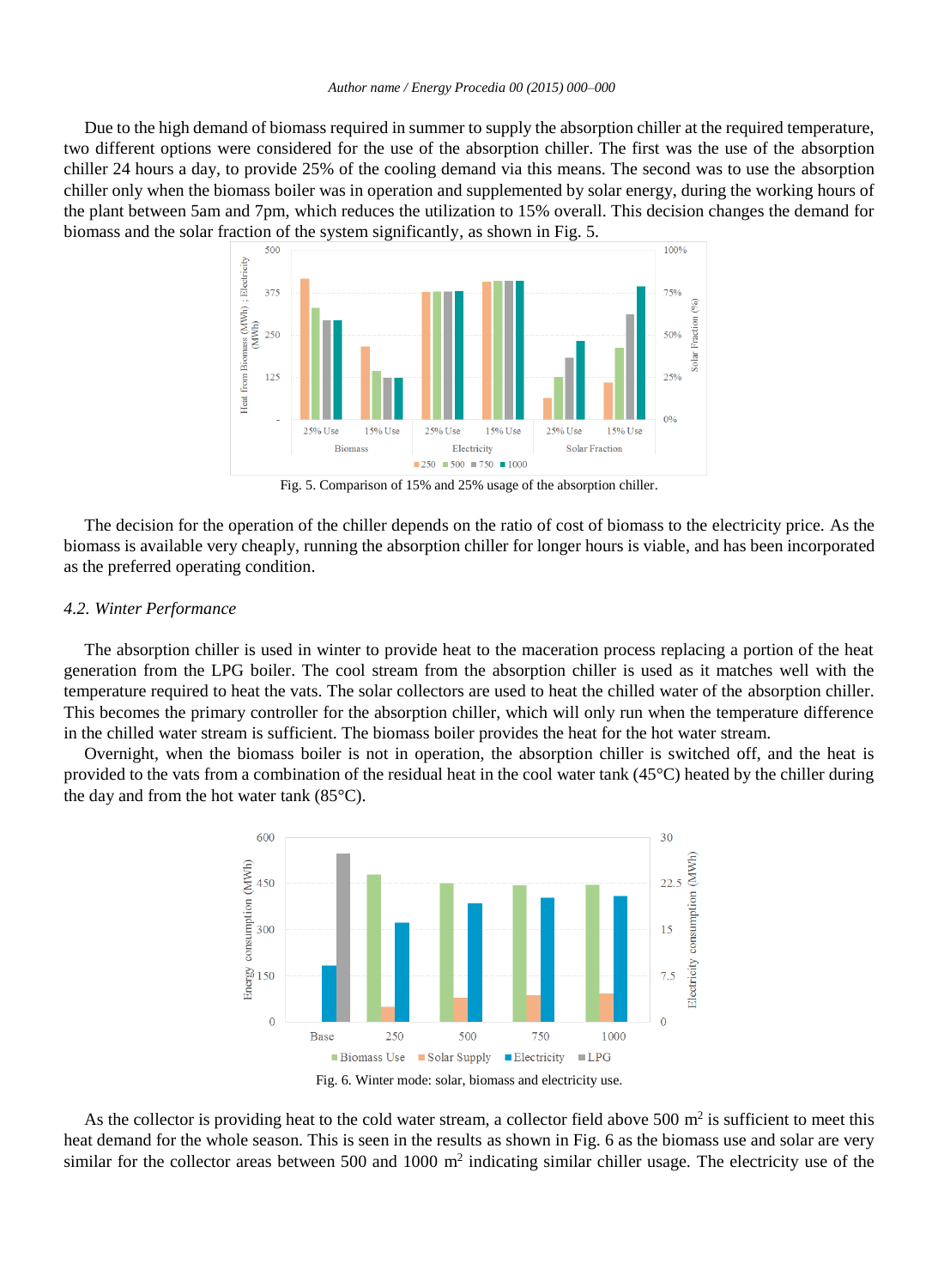Due to the high demand of biomass required in summer to supply the absorption chiller at the required temperature, two different options were considered for the use of the absorption chiller. The first was the use of the absorption chiller 24 hours a day, to provide 25% of the cooling demand via this means. The second was to use the absorption chiller only when the biomass boiler was in operation and supplemented by solar energy, during the working hours of the plant between 5am and 7pm, which reduces the utilization to 15% overall. This decision changes the demand for biomass and the solar fraction of the system significantly, as shown in Fig. 5.

Fig. 5. Comparison of 15% and 25% usage of the absorption chiller.

The decision for the operation of the chiller depends on the ratio of cost of biomass to the electricity price. As the biomass is available very cheaply, running the absorption chiller for longer hours is viable, and has been incorporated as the preferred operating condition.

### *4.2. Winter Performance*

The absorption chiller is used in winter to provide heat to the maceration process replacing a portion of the heat generation from the LPG boiler. The cool stream from the absorption chiller is used as it matches well with the temperature required to heat the vats. The solar collectors are used to heat the chilled water of the absorption chiller. This becomes the primary controller for the absorption chiller, which will only run when the temperature difference in the chilled water stream is sufficient. The biomass boiler provides the heat for the hot water stream.

Overnight, when the biomass boiler is not in operation, the absorption chiller is switched off, and the heat is provided to the vats from a combination of the residual heat in the cool water tank (45°C) heated by the chiller during the day and from the hot water tank (85°C).

Fig. 6. Winter mode: solar, biomass and electricity use.

As the collector is providing heat to the cold water stream, a collector field above 500 m$^2$ is sufficient to meet this heat demand for the whole season. This is seen in the results as shown in Fig. 6 as the biomass use and solar are very similar for the collector areas between 500 and 1000 m$^2$ indicating similar chiller usage. The electricity use of the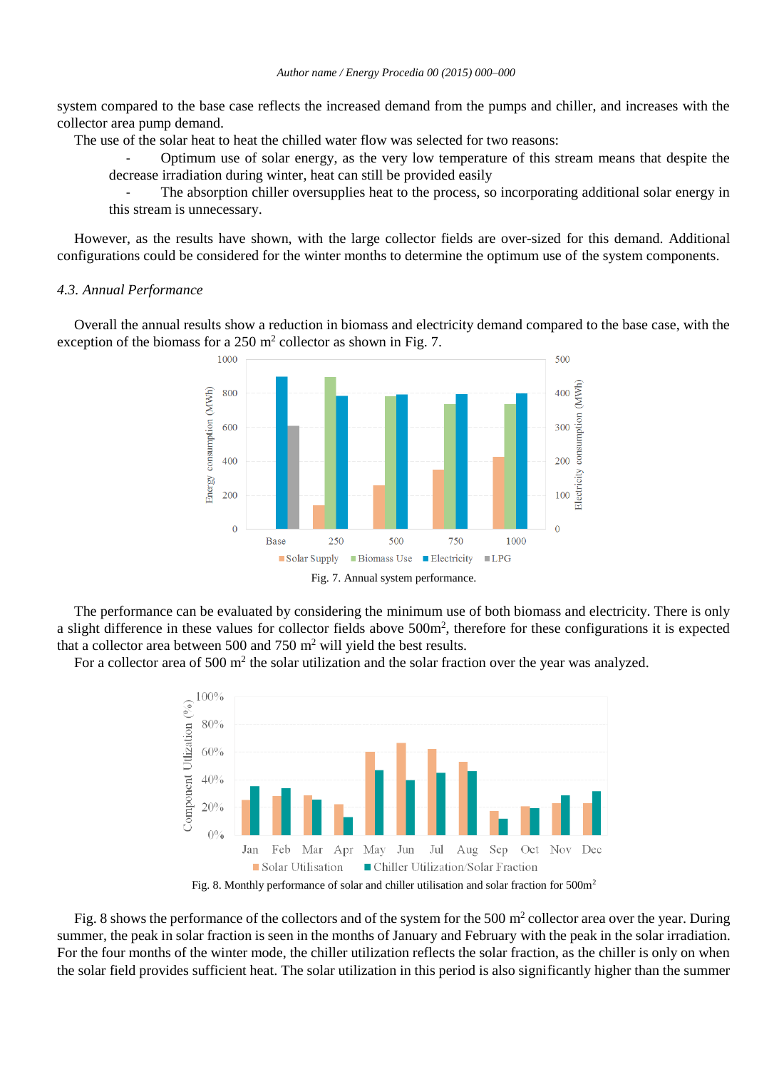system compared to the base case reflects the increased demand from the pumps and chiller, and increases with the collector area pump demand.

The use of the solar heat to heat the chilled water flow was selected for two reasons:

- Optimum use of solar energy, as the very low temperature of this stream means that despite the decrease irradiation during winter, heat can still be provided easily
- The absorption chiller oversupplies heat to the process, so incorporating additional solar energy in this stream is unnecessary.

However, as the results have shown, with the large collector fields are over-sized for this demand. Additional configurations could be considered for the winter months to determine the optimum use of the system components.

### *4.3. Annual Performance*

Overall the annual results show a reduction in biomass and electricity demand compared to the base case, with the exception of the biomass for a 250 m$^2$ collector as shown in Fig. 7.

Fig. 7. Annual system performance.

The performance can be evaluated by considering the minimum use of both biomass and electricity. There is only a slight difference in these values for collector fields above 500m$^2$, therefore for these configurations it is expected that a collector area between 500 and 750 m$^2$ will yield the best results.

For a collector area of 500 m$^2$ the solar utilization and the solar fraction over the year was analyzed.

Fig. 8. Monthly performance of solar and chiller utilisation and solar fraction for 500m$^2$

Fig. 8 shows the performance of the collectors and of the system for the 500 m$^2$ collector area over the year. During summer, the peak in solar fraction is seen in the months of January and February with the peak in the solar irradiation. For the four months of the winter mode, the chiller utilization reflects the solar fraction, as the chiller is only on when the solar field provides sufficient heat. The solar utilization in this period is also significantly higher than the summer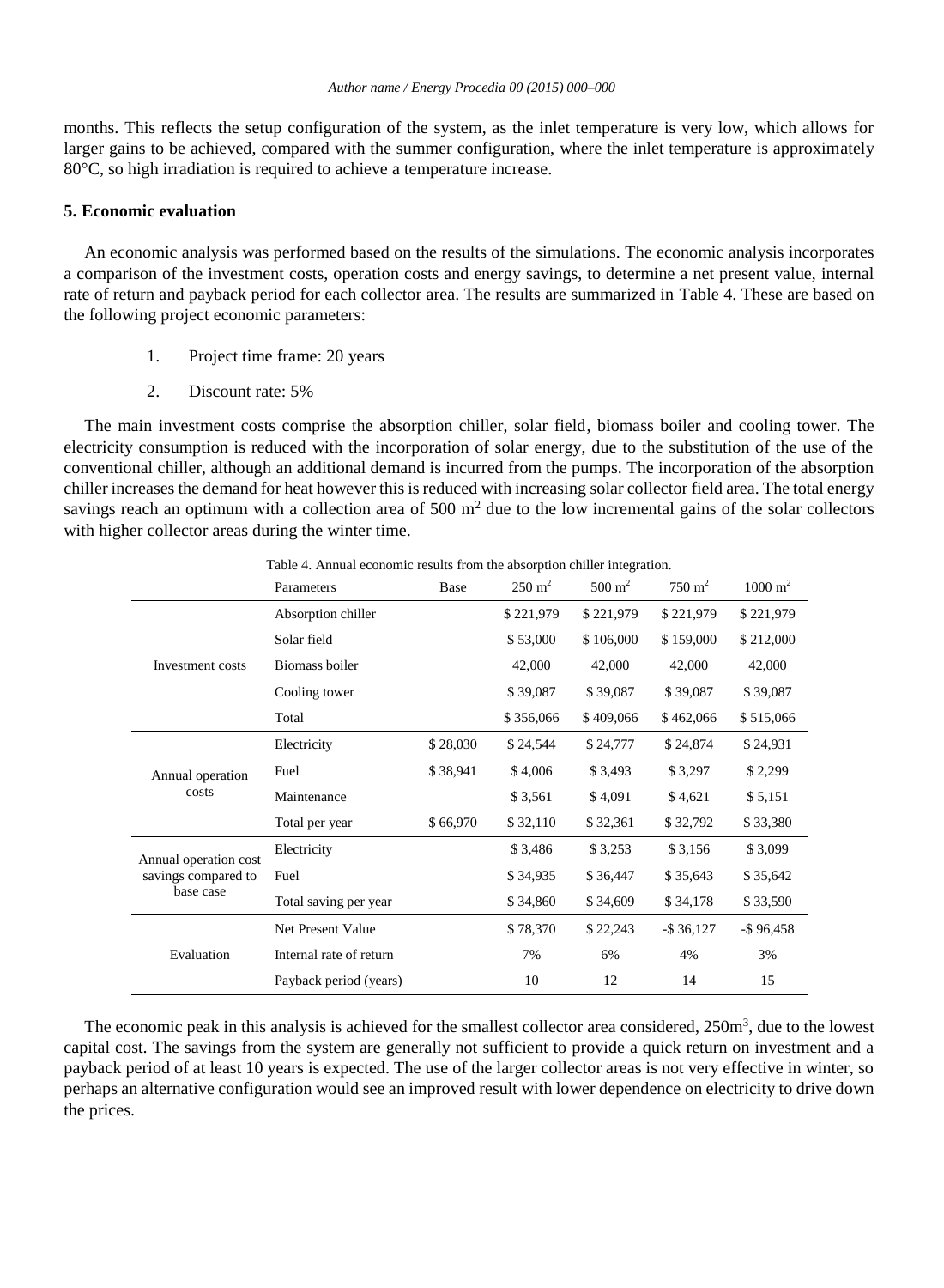months. This reflects the setup configuration of the system, as the inlet temperature is very low, which allows for larger gains to be achieved, compared with the summer configuration, where the inlet temperature is approximately 80°C, so high irradiation is required to achieve a temperature increase.

## 5. Economic evaluation

An economic analysis was performed based on the results of the simulations. The economic analysis incorporates a comparison of the investment costs, operation costs and energy savings, to determine a net present value, internal rate of return and payback period for each collector area. The results are summarized in Table 4. These are based on the following project economic parameters:

1. Project time frame: 20 years
2. Discount rate: 5%

The main investment costs comprise the absorption chiller, solar field, biomass boiler and cooling tower. The electricity consumption is reduced with the incorporation of solar energy, due to the substitution of the use of the conventional chiller, although an additional demand is incurred from the pumps. The incorporation of the absorption chiller increases the demand for heat however this is reduced with increasing solar collector field area. The total energy savings reach an optimum with a collection area of 500 $m^2$ due to the low incremental gains of the solar collectors with higher collector areas during the winter time.

Table 4. Annual economic results from the absorption chiller integration.

| | Parameters | Base | 250 $m^2$ | 500 $m^2$ | 750 $m^2$ | 1000 $m^2$ |
|---|---|---|---|---|---|---|
| Investment costs | Absorption chiller | | $ 221,979 | $ 221,979 | $ 221,979 | $ 221,979 |
| | Solar field | | $ 53,000 | $ 106,000 | $ 159,000 | $ 212,000 |
| | Biomass boiler | | 42,000 | 42,000 | 42,000 | 42,000 |
| | Cooling tower | | $ 39,087 | $ 39,087 | $ 39,087 | $ 39,087 |
| | Total | | $ 356,066 | $ 409,066 | $ 462,066 | $ 515,066 |
| Annual operation costs | Electricity | $ 28,030 | $ 24,544 | $ 24,777 | $ 24,874 | $ 24,931 |
| | Fuel | $ 38,941 | $ 4,006 | $ 3,493 | $ 3,297 | $ 2,299 |
| | Maintenance | | $ 3,561 | $ 4,091 | $ 4,621 | $ 5,151 |
| | Total per year | $ 66,970 | $ 32,110 | $ 32,361 | $ 32,792 | $ 33,380 |
| Annual operation cost savings compared to base case | Electricity | | $ 3,486 | $ 3,253 | $ 3,156 | $ 3,099 |
| | Fuel | | $ 34,935 | $ 36,447 | $ 35,643 | $ 35,642 |
| | Total saving per year | | $ 34,860 | $ 34,609 | $ 34,178 | $ 33,590 |
| Evaluation | Net Present Value | | $ 78,370 | $ 22,243 | -$ 36,127 | -$ 96,458 |
| | Internal rate of return | | 7% | 6% | 4% | 3% |
| | Payback period (years) | | 10 | 12 | 14 | 15 |

The economic peak in this analysis is achieved for the smallest collector area considered, 250$m^3$, due to the lowest capital cost. The savings from the system are generally not sufficient to provide a quick return on investment and a payback period of at least 10 years is expected. The use of the larger collector areas is not very effective in winter, so perhaps an alternative configuration would see an improved result with lower dependence on electricity to drive down the prices.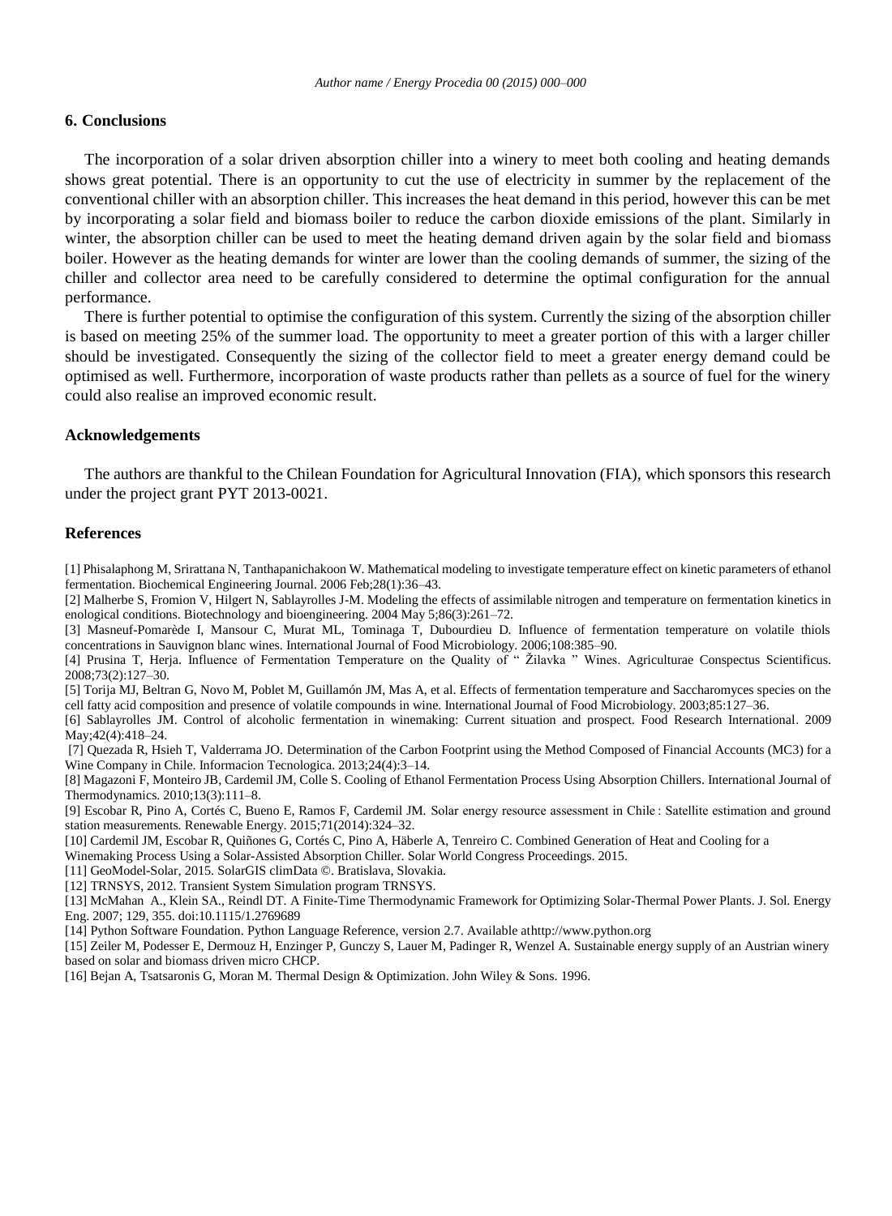## 6. Conclusions

The incorporation of a solar driven absorption chiller into a winery to meet both cooling and heating demands shows great potential. There is an opportunity to cut the use of electricity in summer by the replacement of the conventional chiller with an absorption chiller. This increases the heat demand in this period, however this can be met by incorporating a solar field and biomass boiler to reduce the carbon dioxide emissions of the plant. Similarly in winter, the absorption chiller can be used to meet the heating demand driven again by the solar field and biomass boiler. However as the heating demands for winter are lower than the cooling demands of summer, the sizing of the chiller and collector area need to be carefully considered to determine the optimal configuration for the annual performance.

There is further potential to optimise the configuration of this system. Currently the sizing of the absorption chiller is based on meeting 25% of the summer load. The opportunity to meet a greater portion of this with a larger chiller should be investigated. Consequently the sizing of the collector field to meet a greater energy demand could be optimised as well. Furthermore, incorporation of waste products rather than pellets as a source of fuel for the winery could also realise an improved economic result.

## Acknowledgements

The authors are thankful to the Chilean Foundation for Agricultural Innovation (FIA), which sponsors this research under the project grant PYT 2013-0021.

## References

[1] Phisalaphong M, Srirattana N, Tanthapanichakoon W. Mathematical modeling to investigate temperature effect on kinetic parameters of ethanol fermentation. Biochemical Engineering Journal. 2006 Feb;28(1):36–43.

[2] Malherbe S, Fromion V, Hilgert N, Sablayrolles J-M. Modeling the effects of assimilable nitrogen and temperature on fermentation kinetics in enological conditions. Biotechnology and bioengineering. 2004 May 5;86(3):261–72.

[3] Masneuf-Pomarède I, Mansour C, Murat ML, Tominaga T, Dubourdieu D. Influence of fermentation temperature on volatile thiols concentrations in Sauvignon blanc wines. International Journal of Food Microbiology. 2006;108:385–90.

[4] Prusina T, Herja. Influence of Fermentation Temperature on the Quality of " Žilavka " Wines. Agriculturae Conspectus Scientificus. 2008;73(2):127–30.

[5] Torija MJ, Beltran G, Novo M, Poblet M, Guillamón JM, Mas A, et al. Effects of fermentation temperature and Saccharomyces species on the cell fatty acid composition and presence of volatile compounds in wine. International Journal of Food Microbiology. 2003;85:127–36.

[6] Sablayrolles JM. Control of alcoholic fermentation in winemaking: Current situation and prospect. Food Research International. 2009 May;42(4):418–24.

[7] Quezada R, Hsieh T, Valderrama JO. Determination of the Carbon Footprint using the Method Composed of Financial Accounts (MC3) for a Wine Company in Chile. Informacion Tecnologica. 2013;24(4):3–14.

[8] Magazoni F, Monteiro JB, Cardemil JM, Colle S. Cooling of Ethanol Fermentation Process Using Absorption Chillers. International Journal of Thermodynamics. 2010;13(3):111–8.

[9] Escobar R, Pino A, Cortés C, Bueno E, Ramos F, Cardemil JM. Solar energy resource assessment in Chile : Satellite estimation and ground station measurements. Renewable Energy. 2015;71(2014):324–32.

[10] Cardemil JM, Escobar R, Quiñones G, Cortés C, Pino A, Häberle A, Tenreiro C. Combined Generation of Heat and Cooling for a Winemaking Process Using a Solar-Assisted Absorption Chiller. Solar World Congress Proceedings. 2015.

[11] GeoModel-Solar, 2015. SolarGIS climData ©. Bratislava, Slovakia.

[12] TRNSYS, 2012. Transient System Simulation program TRNSYS.

[13] McMahan A., Klein SA., Reindl DT. A Finite-Time Thermodynamic Framework for Optimizing Solar-Thermal Power Plants. J. Sol. Energy Eng. 2007; 129, 355. doi:10.1115/1.2769689

[14] Python Software Foundation. Python Language Reference, version 2.7. Available athttp://www.python.org

[15] Zeiler M, Podesser E, Dermouz H, Enzinger P, Gunczy S, Lauer M, Padinger R, Wenzel A. Sustainable energy supply of an Austrian winery based on solar and biomass driven micro CHCP.

[16] Bejan A, Tsatsaronis G, Moran M. Thermal Design & Optimization. John Wiley & Sons. 1996.